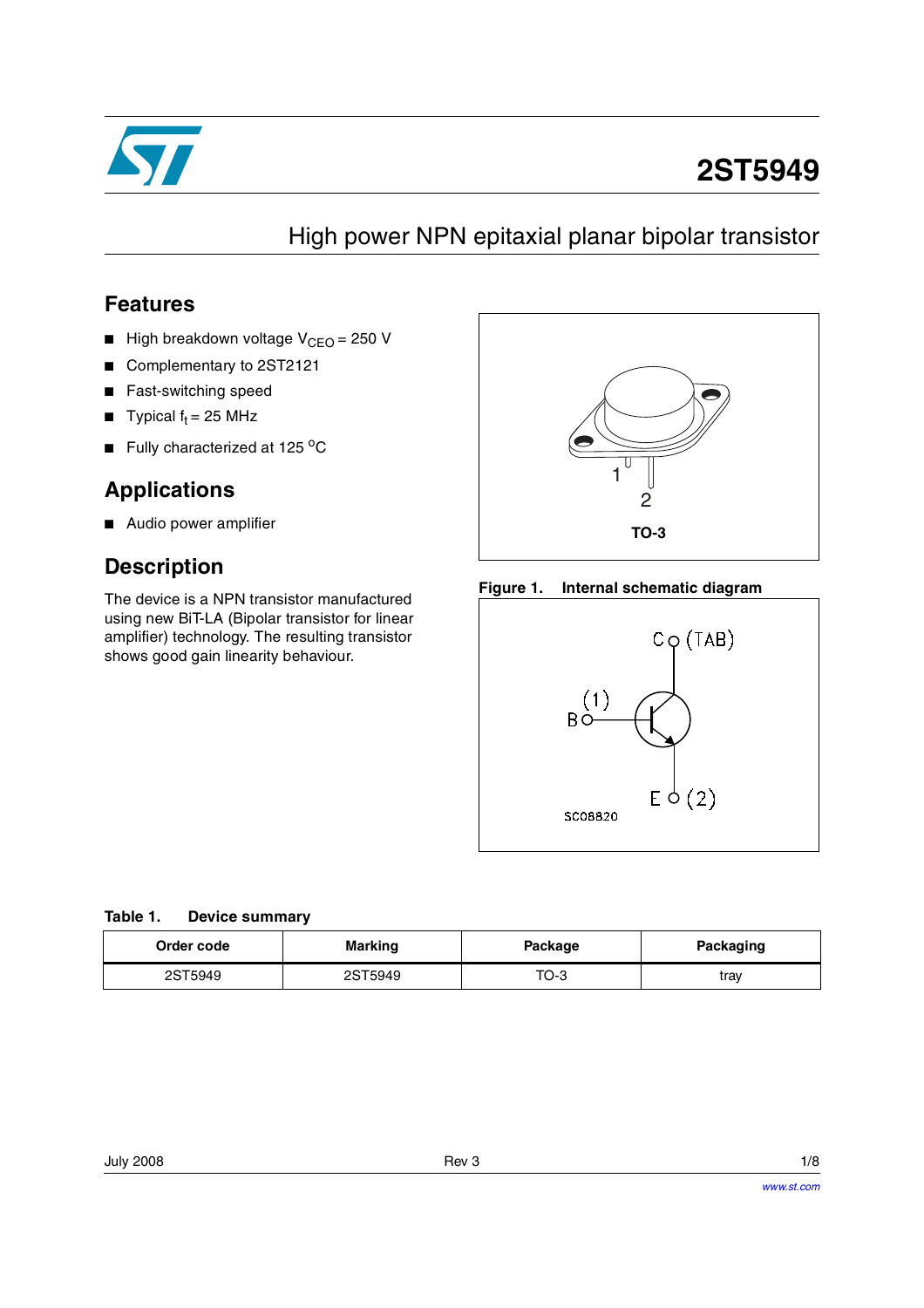# 2ST5949

## High power NPN epitaxial planar bipolar transistor

## Features

- High breakdown voltage $V_{CEO}$ = 250 V
- Complementary to 2ST2121
- Fast-switching speed
- Typical $f_t$ = 25 MHz
- Fully characterized at 125 °C

## Applications

- Audio power amplifier

## Description

The device is a NPN transistor manufactured using new BiT-LA (Bipolar transistor for linear amplifier) technology. The resulting transistor shows good gain linearity behaviour.

TO-3

**Figure 1. Internal schematic diagram**

**Table 1. Device summary**

| Order code | Marking | Package | Packaging |
|---|---|---|---|
| 2ST5949 | 2ST5949 | TO-3 | tray |

July 2008 Rev 3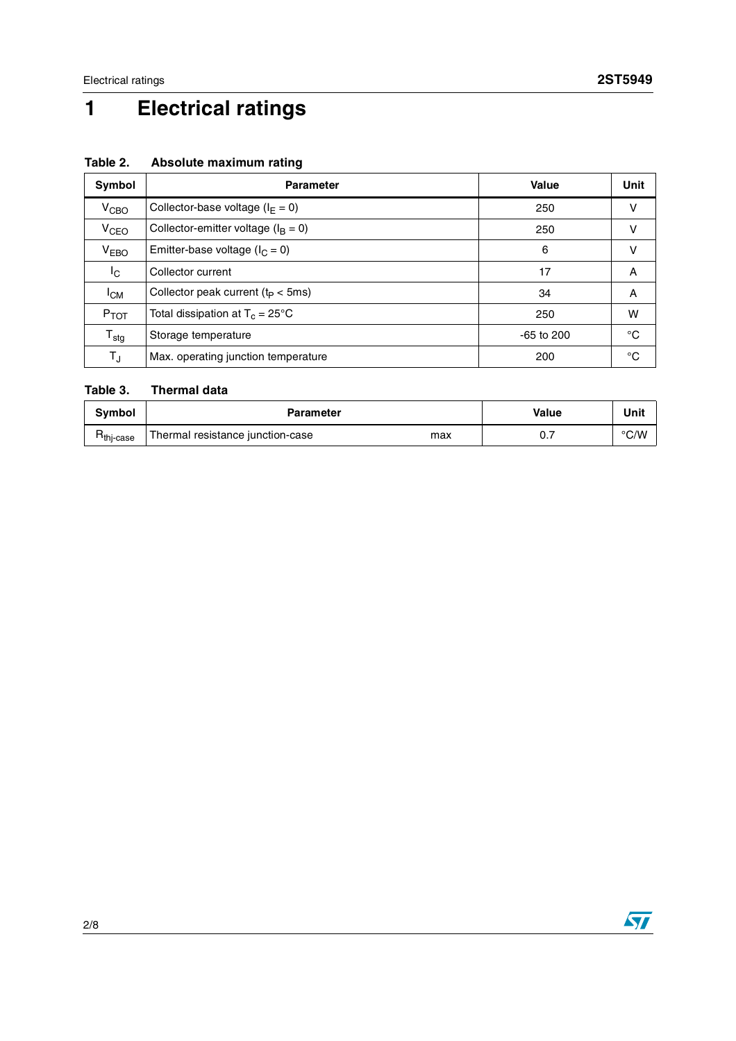# 1 Electrical ratings

**Table 2. Absolute maximum rating**

| Symbol | Parameter | Value | Unit |
|---|---|---|---|
| $V_{CBO}$ | Collector-base voltage ($I_E = 0$) | 250 | V |
| $V_{CEO}$ | Collector-emitter voltage ($I_B = 0$) | 250 | V |
| $V_{EBO}$ | Emitter-base voltage ($I_C = 0$) | 6 | V |
| $I_C$ | Collector current | 17 | A |
| $I_{CM}$ | Collector peak current ($t_P < 5ms$) | 34 | A |
| $P_{TOT}$ | Total dissipation at $T_c = 25°C$ | 250 | W |
| $T_{stg}$ | Storage temperature | -65 to 200 | °C |
| $T_J$ | Max. operating junction temperature | 200 | °C |

**Table 3. Thermal data**

| Symbol | Parameter | | Value | Unit |
|---|---|---|---|---|
| $R_{thj-case}$ | Thermal resistance junction-case | max | 0.7 | °C/W |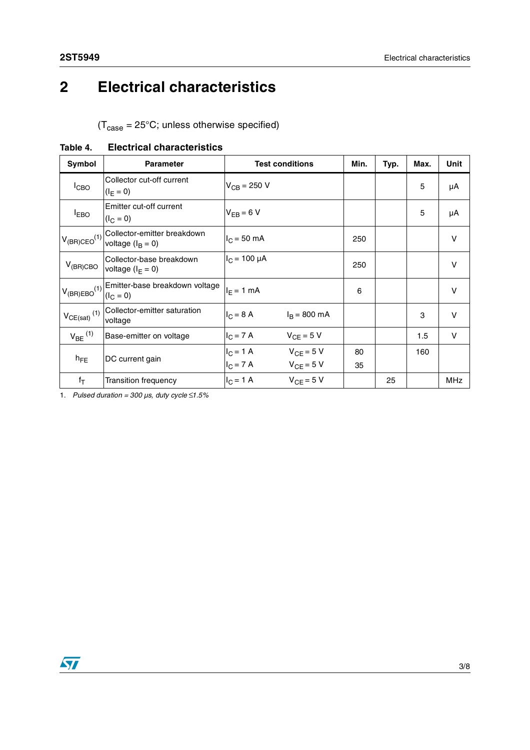# 2 Electrical characteristics

($T_{case}$ = 25°C; unless otherwise specified)

**Table 4. Electrical characteristics**

| Symbol | Parameter | Test conditions | Min. | Typ. | Max. | Unit |
|---|---|---|---|---|---|---|
| $I_{CBO}$ | Collector cut-off current ($I_E = 0$) | $V_{CB}$ = 250 V | | | 5 | µA |
| $I_{EBO}$ | Emitter cut-off current ($I_C = 0$) | $V_{EB}$ = 6 V | | | 5 | µA |
| $V_{(BR)CEO}$ [1] | Collector-emitter breakdown voltage ($I_B = 0$) | $I_C$ = 50 mA | 250 | | | V |
| $V_{(BR)CBO}$ | Collector-base breakdown voltage ($I_E = 0$) | $I_C$ = 100 µA | 250 | | | V |
| $V_{(BR)EBO}$ [1] | Emitter-base breakdown voltage ($I_C = 0$) | $I_E$ = 1 mA | 6 | | | V |
| $V_{CE(sat)}$ [1] | Collector-emitter saturation voltage | $I_C$ = 8 A $I_B$ = 800 mA | | | 3 | V |
| $V_{BE}$ [1] | Base-emitter on voltage | $I_C$ = 7 A $V_{CE}$ = 5 V | | | 1.5 | V |
| $h_{FE}$ | DC current gain | $I_C$ = 1 A $V_{CE}$ = 5 V<br>$I_C$ = 7 A $V_{CE}$ = 5 V | 80<br>35 | | 160 | |
| $f_T$ | Transition frequency | $I_C$ = 1 A $V_{CE}$ = 5 V | | 25 | | MHz |

1. *Pulsed duration = 300 µs, duty cycle ≤1.5%*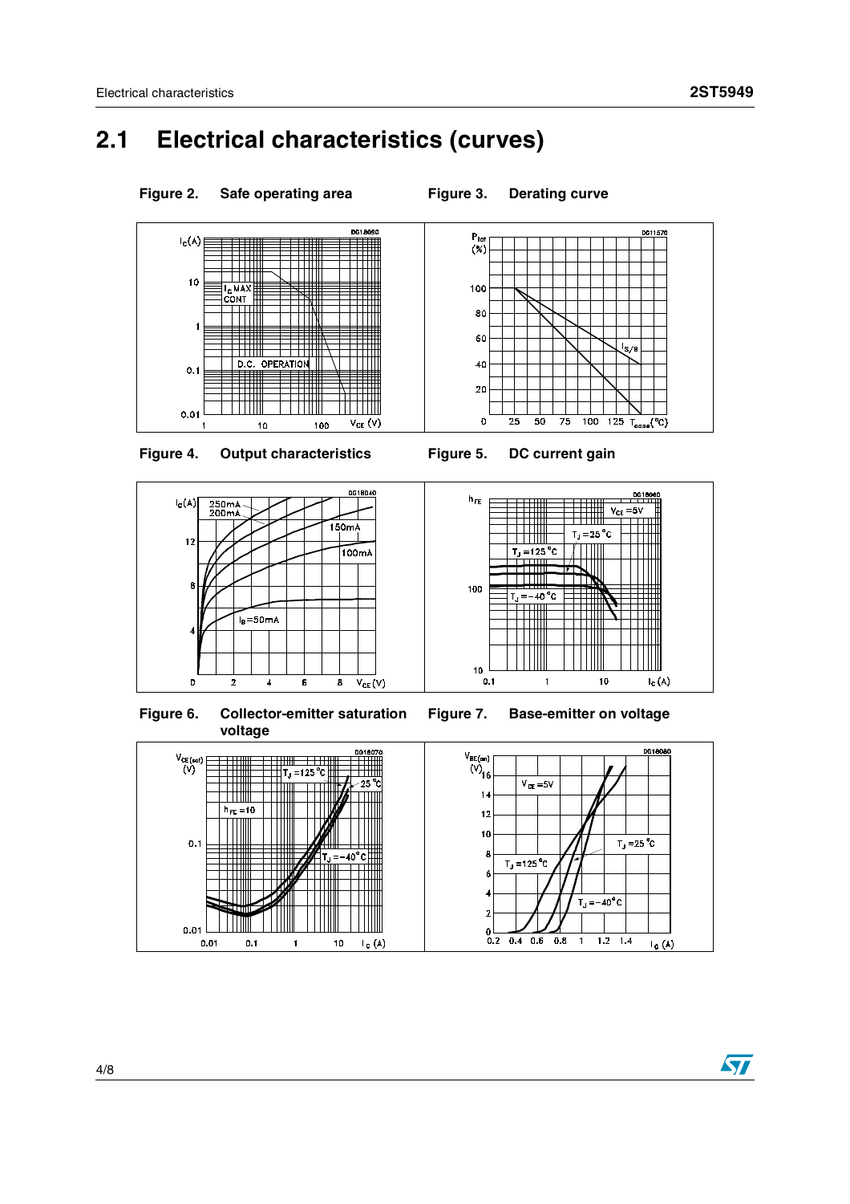## 2.1 Electrical characteristics (curves)

**Figure 2. Safe operating area**

**Figure 3. Derating curve**

**Figure 4. Output characteristics**

**Figure 5. DC current gain**

**Figure 6. Collector-emitter saturation voltage**

**Figure 7. Base-emitter on voltage**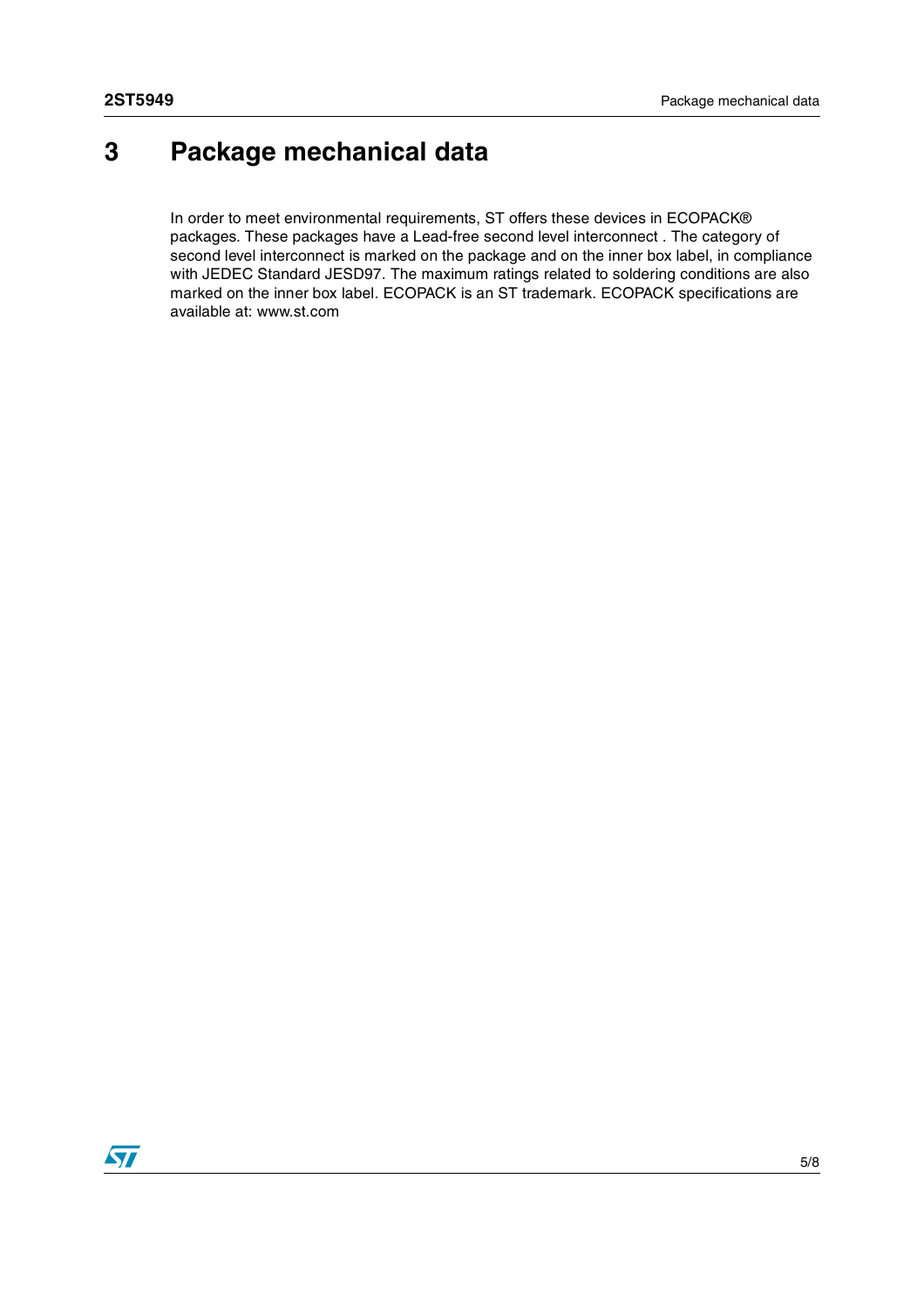# 3 Package mechanical data

In order to meet environmental requirements, ST offers these devices in ECOPACK® packages. These packages have a Lead-free second level interconnect . The category of second level interconnect is marked on the package and on the inner box label, in compliance with JEDEC Standard JESD97. The maximum ratings related to soldering conditions are also marked on the inner box label. ECOPACK is an ST trademark. ECOPACK specifications are available at: www.st.com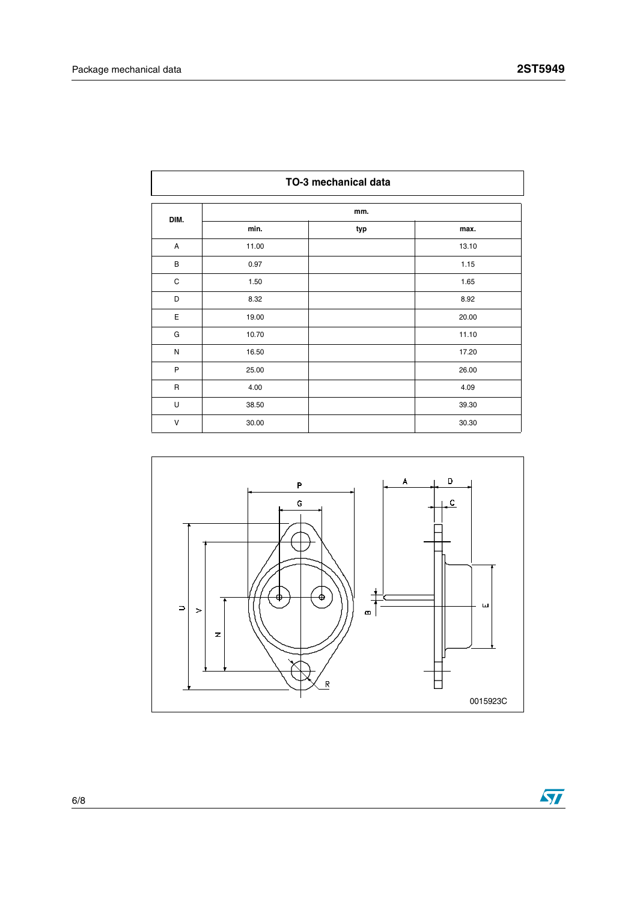## TO-3 mechanical data

| DIM. | mm. | | |
|---|---|---|---|
| | min. | typ | max. |
| A | 11.00 | | 13.10 |
| B | 0.97 | | 1.15 |
| C | 1.50 | | 1.65 |
| D | 8.32 | | 8.92 |
| E | 19.00 | | 20.00 |
| G | 10.70 | | 11.10 |
| N | 16.50 | | 17.20 |
| P | 25.00 | | 26.00 |
| R | 4.00 | | 4.09 |
| U | 38.50 | | 39.30 |
| V | 30.00 | | 30.30 |

0015923C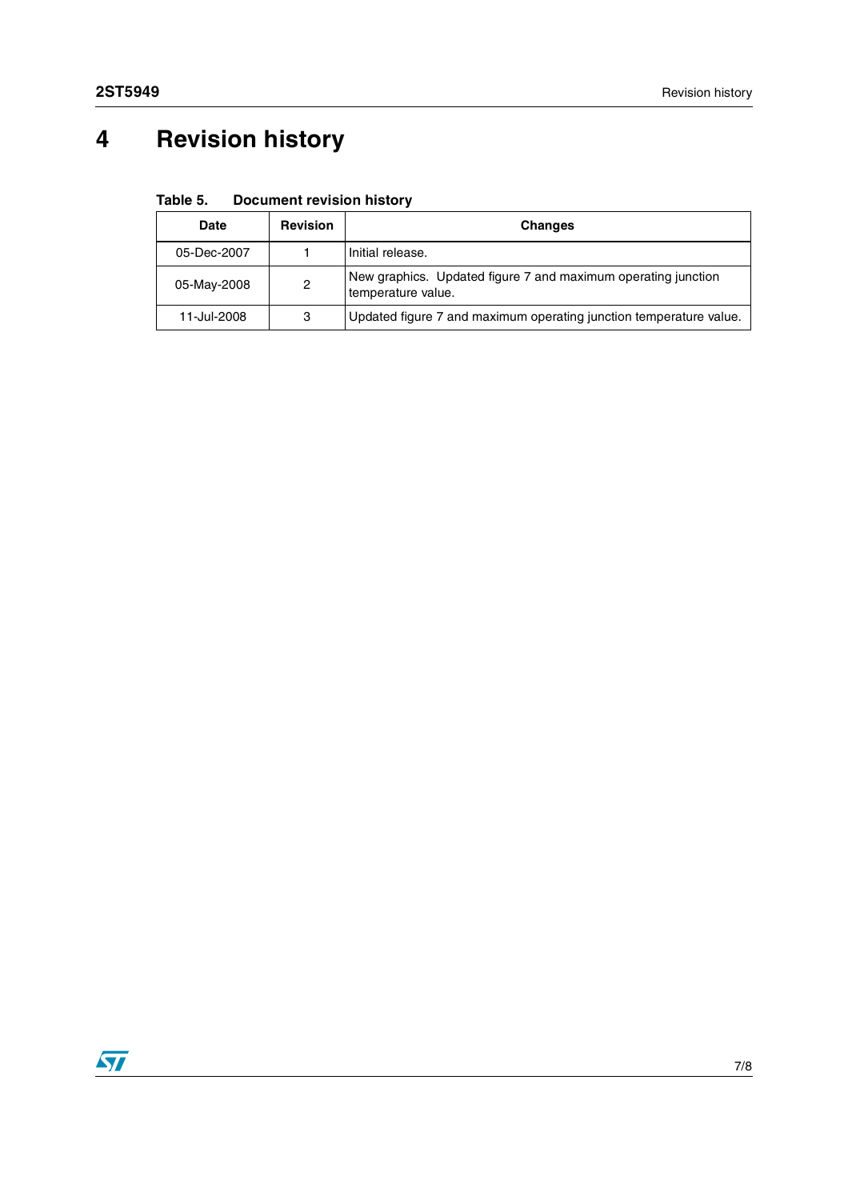# 4 Revision history

**Table 5. Document revision history**

| Date | Revision | Changes |
| --- | --- | --- |
| 05-Dec-2007 | 1 | Initial release. |
| 05-May-2008 | 2 | New graphics. Updated figure 7 and maximum operating junction temperature value. |
| 11-Jul-2008 | 3 | Updated figure 7 and maximum operating junction temperature value. |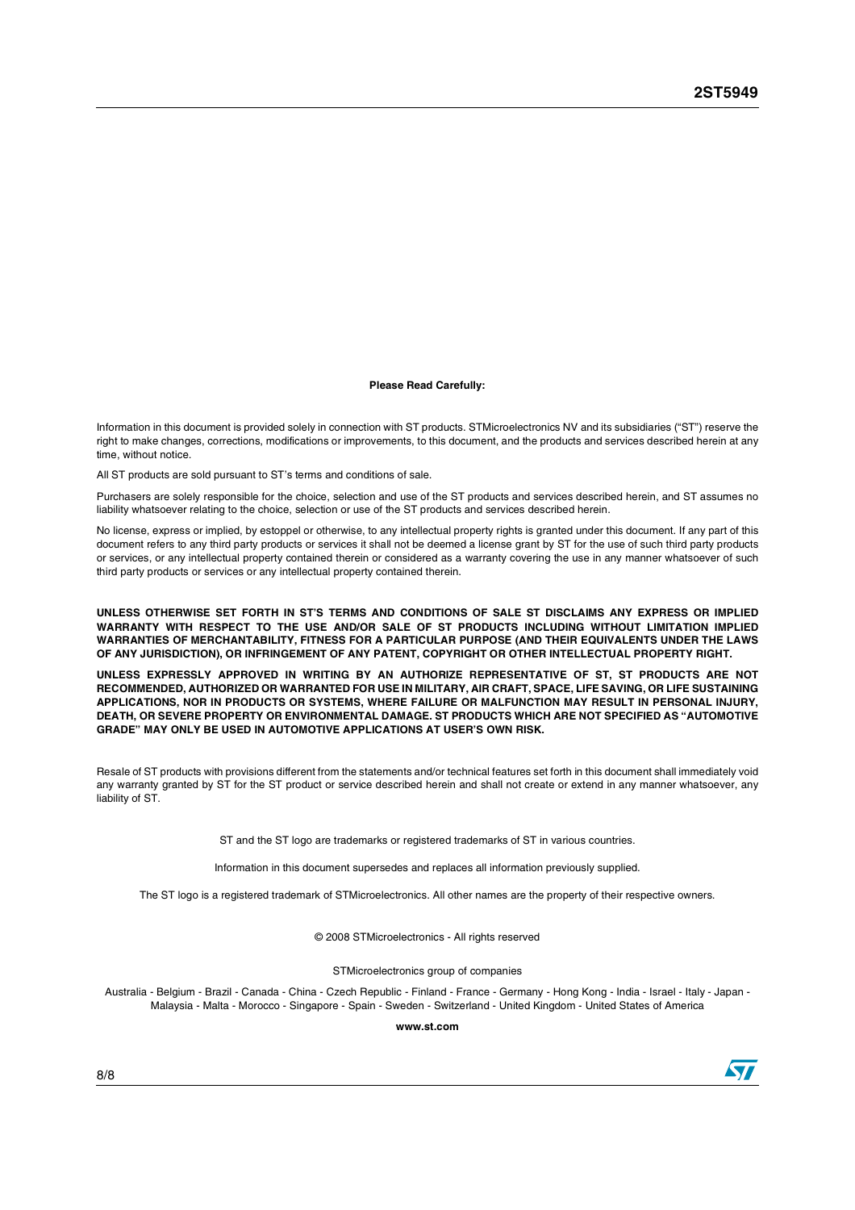**Please Read Carefully:**

Information in this document is provided solely in connection with ST products. STMicroelectronics NV and its subsidiaries ("ST") reserve the right to make changes, corrections, modifications or improvements, to this document, and the products and services described herein at any time, without notice.

All ST products are sold pursuant to ST's terms and conditions of sale.

Purchasers are solely responsible for the choice, selection and use of the ST products and services described herein, and ST assumes no liability whatsoever relating to the choice, selection or use of the ST products and services described herein.

No license, express or implied, by estoppel or otherwise, to any intellectual property rights is granted under this document. If any part of this document refers to any third party products or services it shall not be deemed a license grant by ST for the use of such third party products or services, or any intellectual property contained therein or considered as a warranty covering the use in any manner whatsoever of such third party products or services or any intellectual property contained therein.

**UNLESS OTHERWISE SET FORTH IN ST'S TERMS AND CONDITIONS OF SALE ST DISCLAIMS ANY EXPRESS OR IMPLIED WARRANTY WITH RESPECT TO THE USE AND/OR SALE OF ST PRODUCTS INCLUDING WITHOUT LIMITATION IMPLIED WARRANTIES OF MERCHANTABILITY, FITNESS FOR A PARTICULAR PURPOSE (AND THEIR EQUIVALENTS UNDER THE LAWS OF ANY JURISDICTION), OR INFRINGEMENT OF ANY PATENT, COPYRIGHT OR OTHER INTELLECTUAL PROPERTY RIGHT.**

**UNLESS EXPRESSLY APPROVED IN WRITING BY AN AUTHORIZE REPRESENTATIVE OF ST, ST PRODUCTS ARE NOT RECOMMENDED, AUTHORIZED OR WARRANTED FOR USE IN MILITARY, AIR CRAFT, SPACE, LIFE SAVING, OR LIFE SUSTAINING APPLICATIONS, NOR IN PRODUCTS OR SYSTEMS, WHERE FAILURE OR MALFUNCTION MAY RESULT IN PERSONAL INJURY, DEATH, OR SEVERE PROPERTY OR ENVIRONMENTAL DAMAGE. ST PRODUCTS WHICH ARE NOT SPECIFIED AS "AUTOMOTIVE GRADE" MAY ONLY BE USED IN AUTOMOTIVE APPLICATIONS AT USER'S OWN RISK.**

Resale of ST products with provisions different from the statements and/or technical features set forth in this document shall immediately void any warranty granted by ST for the ST product or service described herein and shall not create or extend in any manner whatsoever, any liability of ST.

ST and the ST logo are trademarks or registered trademarks of ST in various countries.

Information in this document supersedes and replaces all information previously supplied.

The ST logo is a registered trademark of STMicroelectronics. All other names are the property of their respective owners.

© 2008 STMicroelectronics - All rights reserved

STMicroelectronics group of companies

Australia - Belgium - Brazil - Canada - China - Czech Republic - Finland - France - Germany - Hong Kong - India - Israel - Italy - Japan - Malaysia - Malta - Morocco - Singapore - Spain - Sweden - Switzerland - United Kingdom - United States of America

**www.st.com**